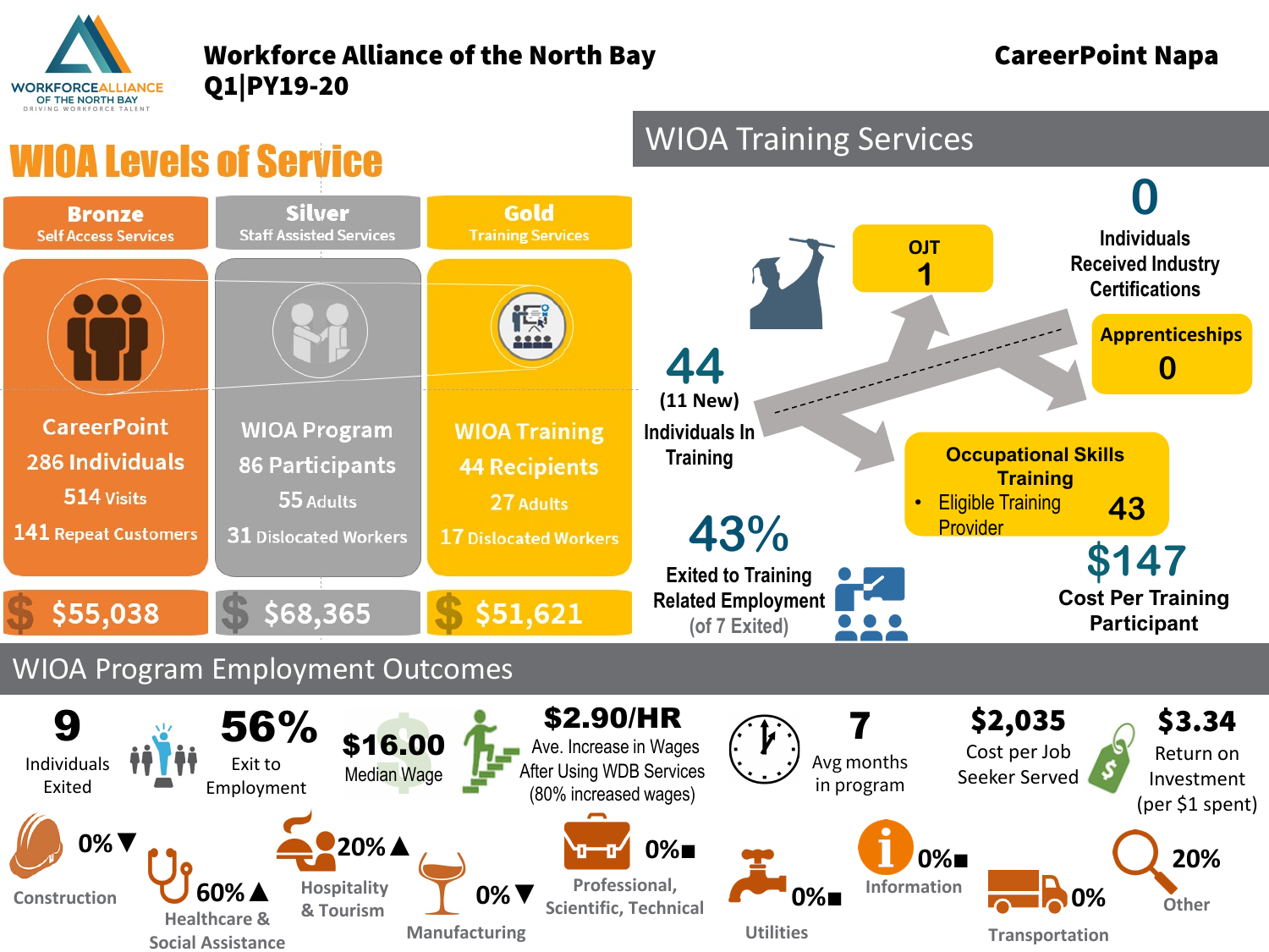# Workforce Alliance of the North Bay

WORKFORCE ALLIANCE OF THE NORTH BAY — DRIVING WORKFORCE TALENT

**Q1|PY19-20**

**CareerPoint Napa**

## WIOA Levels of Service

| Bronze | Silver | Gold |
| --- | --- | --- |
| Self Access Services | Staff Assisted Services | Training Services |
| CareerPoint | WIOA Program | WIOA Training |
| 286 Individuals | 86 Participants | 44 Recipients |
| 514 Visits | 55 Adults | 27 Adults |
| 141 Repeat Customers | 31 Dislocated Workers | 17 Dislocated Workers |
| $55,038 | $68,365 | $51,621 |

## WIOA Training Services

**44** (11 New) Individuals In Training

- **OJT**: 1
- **Apprenticeships**: 0
- **Occupational Skills Training**
  - Eligible Training Provider: 43

**0** Individuals Received Industry Certifications

**43%** Exited to Training Related Employment (of 7 Exited)

**$147** Cost Per Training Participant

## WIOA Program Employment Outcomes

- **9** Individuals Exited
- **56%** Exit to Employment
- **$16.00** Median Wage
- **$2.90/HR** Ave. Increase in Wages After Using WDB Services (80% increased wages)
- **7** Avg months in program
- **$2,035** Cost per Job Seeker Served
- **$3.34** Return on Investment (per $1 spent)

| Industry | Percent |
| --- | --- |
| Construction | 0% ▼ |
| Healthcare & Social Assistance | 60% ▲ |
| Hospitality & Tourism | 20% ▲ |
| Manufacturing | 0% ▼ |
| Professional, Scientific, Technical | 0% ■ |
| Utilities | 0% ■ |
| Information | 0% ■ |
| Transportation | 0% |
| Other | 20% |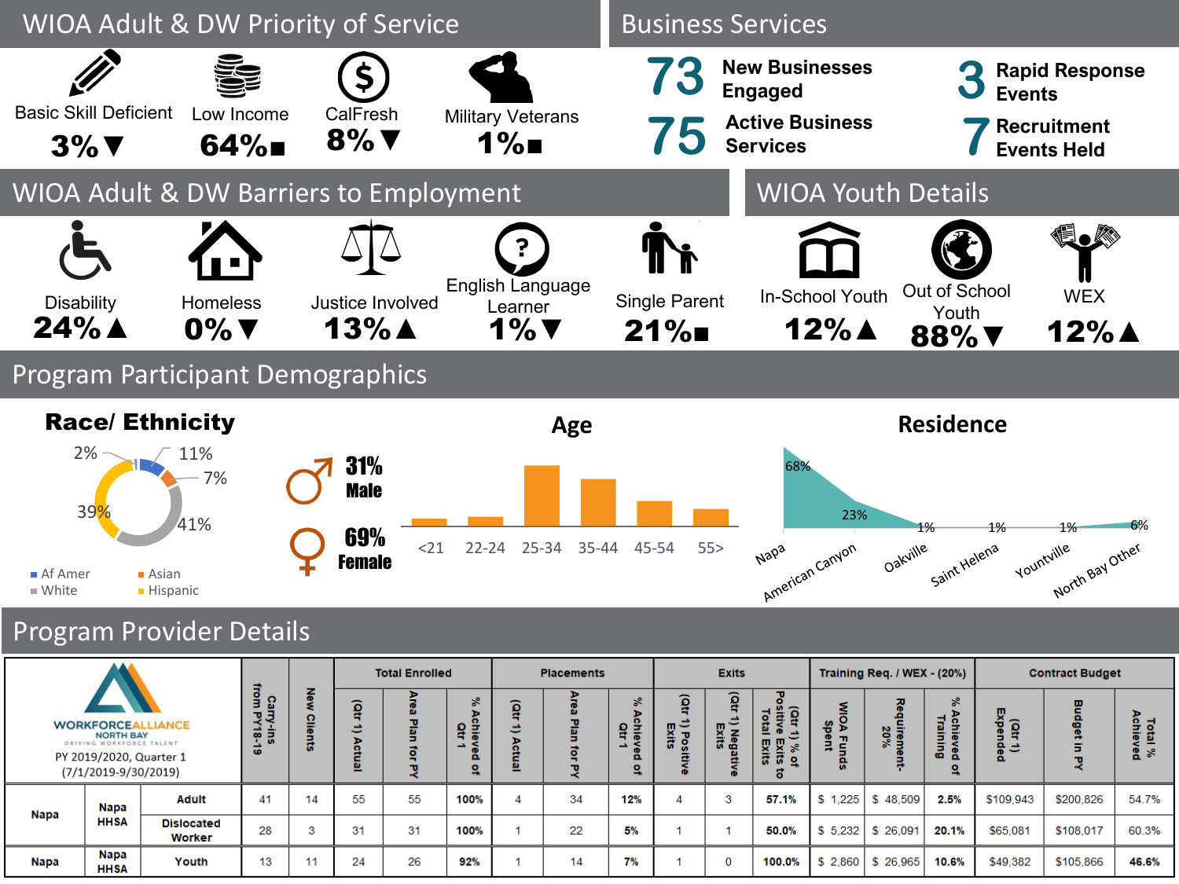## WIOA Adult & DW Priority of Service

Basic Skill Deficient 3%▼

Low Income 64%■

CalFresh 8%▼

Military Veterans 1%■

## Business Services

**73** New Businesses Engaged

**75** Active Business Services

**3** Rapid Response Events

**7** Recruitment Events Held

## WIOA Adult & DW Barriers to Employment

Disability 24%▲

Homeless 0%▼

Justice Involved 13%▲

English Language Learner 1%▼

Single Parent 21%■

## WIOA Youth Details

In-School Youth 12%▲

Out of School Youth 88%▼

WEX 12%▲

## Program Participant Demographics

**Race/ Ethnicity**

2%
11%
7%
39%
41%

Af Amer
Asian
White
Hispanic

31% Male

69% Female

**Age**

<21
22-24
25-34
35-44
45-54
55>

**Residence**

68%
23%
1%
1%
1%
6%

Napa
American Canyon
Oakville
Saint Helena
Yountville
North Bay Other

## Program Provider Details

WORKFORCEALLIANCE NORTH BAY — DRIVING WORKFORCE TALENT

PY 2019/2020, Quarter 1 (7/1/2019-9/30/2019)

| | | | Carry-ins from PY18-19 | New Clients | Total Enrolled | | | Placements | | | Exits | | | Training Req. / WEX - (20%) | | | Contract Budget | | |
|---|---|---|---|---|---|---|---|---|---|---|---|---|---|---|---|---|---|---|---|
| | | | | | (Qtr 1) Actual | Area Plan for PY | % Achieved of Qtr 1 | (Qtr 1) Actual | Area Plan for PY | % Achieved of Qtr 1 | (Qtr 1) Positive Exits | (Qtr 1) Negative Exits | (Qtr 1) % of Positive Exits to Total Exits | WIOA Funds Spent | Requirement-20% | % Achieved of Training | (Qtr 1) Expended | Budget in PY | Total % Achieved |
| Napa | Napa HHSA | Adult | 41 | 14 | 55 | 55 | **100%** | 4 | 34 | **12%** | 4 | 3 | **57.1%** | $ 1,225 | $ 48,509 | **2.5%** | $109,943 | $200,826 | 54.7% |
| | | Dislocated Worker | 28 | 3 | 31 | 31 | **100%** | 1 | 22 | **5%** | 1 | 1 | **50.0%** | $ 5,232 | $ 26,091 | **20.1%** | $65,081 | $108,017 | 60.3% |
| Napa | Napa HHSA | Youth | 13 | 11 | 24 | 26 | **92%** | 1 | 14 | **7%** | 1 | 0 | **100.0%** | $ 2,860 | $ 26,965 | **10.6%** | $49,382 | $105,866 | **46.6%** |